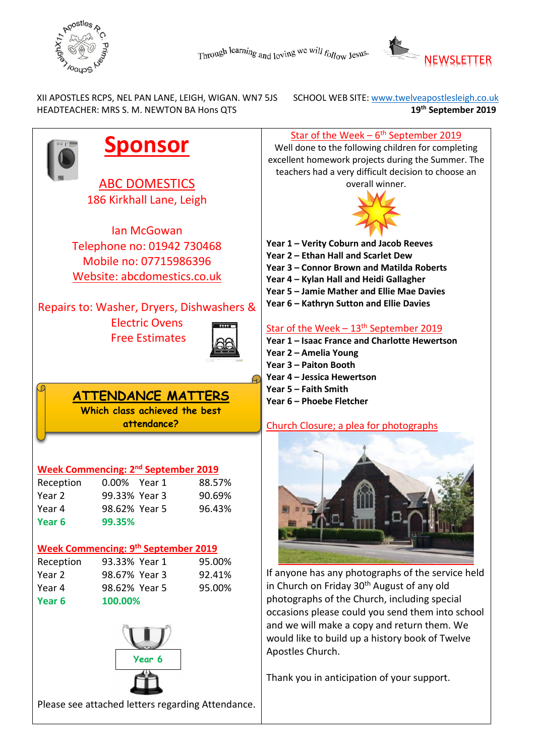Through learning and loving we will follow Jesus.

# NEWSLETTER

XII APOSTLES RCPS, NEL PAN LANE, LEIGH, WIGAN. WN7 5JS
HEADTEACHER: MRS S. M. NEWTON BA Hons QTS

SCHOOL WEB SITE: www.twelveapostlesleigh.co.uk
**19th September 2019**

## Sponsor

ABC DOMESTICS
186 Kirkhall Lane, Leigh

Ian McGowan
Telephone no: 01942 730468
Mobile no: 07715986396
Website: abcdomestics.co.uk

Repairs to: Washer, Dryers, Dishwashers & Electric Ovens
Free Estimates

## ATTENDANCE MATTERS

**Which class achieved the best attendance?**

**Week Commencing: 2nd September 2019**

| | | | |
|---|---|---|---|
| Reception | 0.00% | Year 1 | 88.57% |
| Year 2 | 99.33% | Year 3 | 90.69% |
| Year 4 | 98.62% | Year 5 | 96.43% |
| **Year 6** | **99.35%** | | |

**Week Commencing: 9th September 2019**

| | | | |
|---|---|---|---|
| Reception | 93.33% | Year 1 | 95.00% |
| Year 2 | 98.67% | Year 3 | 92.41% |
| Year 4 | 98.62% | Year 5 | 95.00% |
| **Year 6** | **100.00%** | | |

**Year 6**

Please see attached letters regarding Attendance.

## Star of the Week – 6th September 2019

Well done to the following children for completing excellent homework projects during the Summer. The teachers had a very difficult decision to choose an overall winner.

**Year 1 – Verity Coburn and Jacob Reeves**
**Year 2 – Ethan Hall and Scarlet Dew**
**Year 3 – Connor Brown and Matilda Roberts**
**Year 4 – Kylan Hall and Heidi Gallagher**
**Year 5 – Jamie Mather and Ellie Mae Davies**
**Year 6 – Kathryn Sutton and Ellie Davies**

## Star of the Week – 13th September 2019

**Year 1 – Isaac France and Charlotte Hewertson**
**Year 2 – Amelia Young**
**Year 3 – Paiton Booth**
**Year 4 – Jessica Hewertson**
**Year 5 – Faith Smith**
**Year 6 – Phoebe Fletcher**

## Church Closure; a plea for photographs

If anyone has any photographs of the service held in Church on Friday 30th August of any old photographs of the Church, including special occasions please could you send them into school and we will make a copy and return them. We would like to build up a history book of Twelve Apostles Church.

Thank you in anticipation of your support.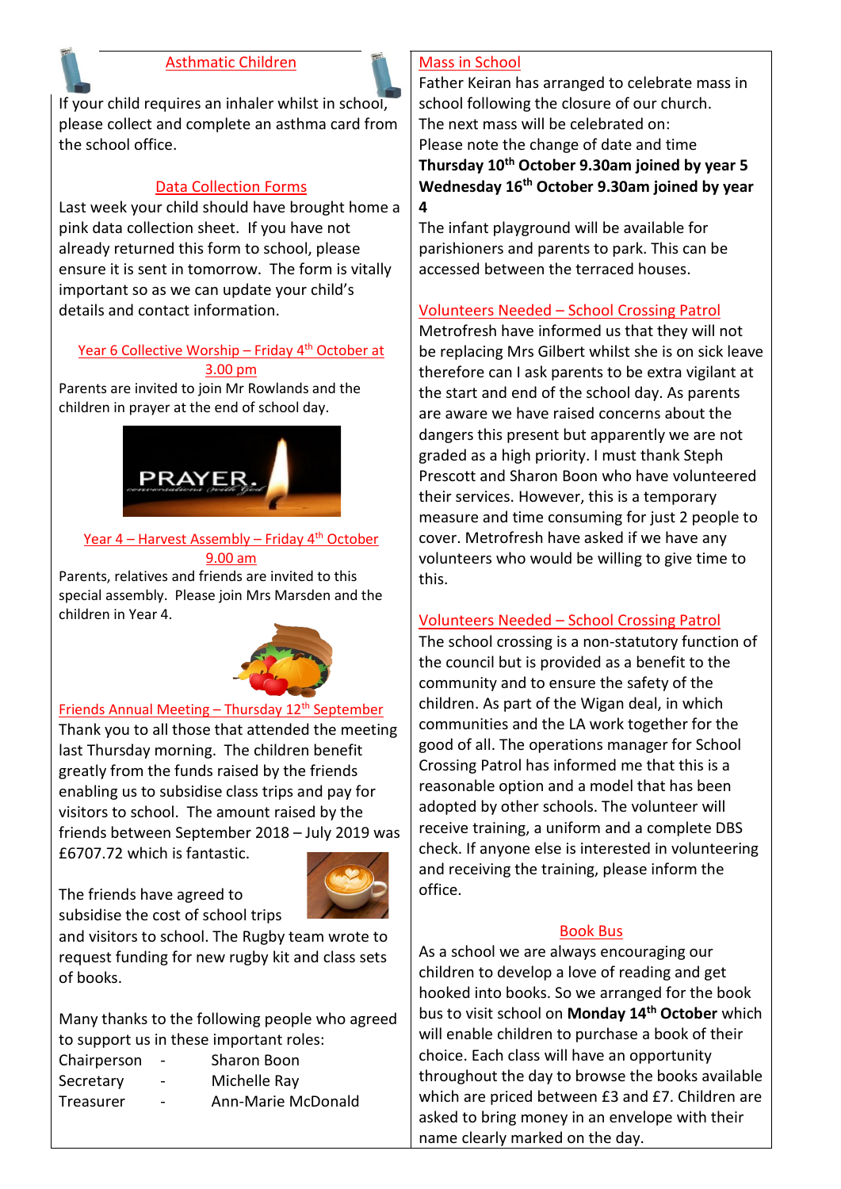## Asthmatic Children

If your child requires an inhaler whilst in school, please collect and complete an asthma card from the school office.

## Data Collection Forms

Last week your child should have brought home a pink data collection sheet. If you have not already returned this form to school, please ensure it is sent in tomorrow. The form is vitally important so as we can update your child's details and contact information.

## Year 6 Collective Worship – Friday 4th October at 3.00 pm

Parents are invited to join Mr Rowlands and the children in prayer at the end of school day.

## Year 4 – Harvest Assembly – Friday 4th October 9.00 am

Parents, relatives and friends are invited to this special assembly. Please join Mrs Marsden and the children in Year 4.

## Friends Annual Meeting – Thursday 12th September

Thank you to all those that attended the meeting last Thursday morning. The children benefit greatly from the funds raised by the friends enabling us to subsidise class trips and pay for visitors to school. The amount raised by the friends between September 2018 – July 2019 was £6707.72 which is fantastic.

The friends have agreed to subsidise the cost of school trips and visitors to school. The Rugby team wrote to request funding for new rugby kit and class sets of books.

Many thanks to the following people who agreed to support us in these important roles:

Chairperson - Sharon Boon
Secretary - Michelle Ray
Treasurer - Ann-Marie McDonald

## Mass in School

Father Keiran has arranged to celebrate mass in school following the closure of our church.
The next mass will be celebrated on:
Please note the change of date and time
**Thursday 10th October 9.30am joined by year 5**
**Wednesday 16th October 9.30am joined by year 4**
The infant playground will be available for parishioners and parents to park. This can be accessed between the terraced houses.

## Volunteers Needed – School Crossing Patrol

Metrofresh have informed us that they will not be replacing Mrs Gilbert whilst she is on sick leave therefore can I ask parents to be extra vigilant at the start and end of the school day. As parents are aware we have raised concerns about the dangers this present but apparently we are not graded as a high priority. I must thank Steph Prescott and Sharon Boon who have volunteered their services. However, this is a temporary measure and time consuming for just 2 people to cover. Metrofresh have asked if we have any volunteers who would be willing to give time to this.

## Volunteers Needed – School Crossing Patrol

The school crossing is a non-statutory function of the council but is provided as a benefit to the community and to ensure the safety of the children. As part of the Wigan deal, in which communities and the LA work together for the good of all. The operations manager for School Crossing Patrol has informed me that this is a reasonable option and a model that has been adopted by other schools. The volunteer will receive training, a uniform and a complete DBS check. If anyone else is interested in volunteering and receiving the training, please inform the office.

## Book Bus

As a school we are always encouraging our children to develop a love of reading and get hooked into books. So we arranged for the book bus to visit school on **Monday 14th October** which will enable children to purchase a book of their choice. Each class will have an opportunity throughout the day to browse the books available which are priced between £3 and £7. Children are asked to bring money in an envelope with their name clearly marked on the day.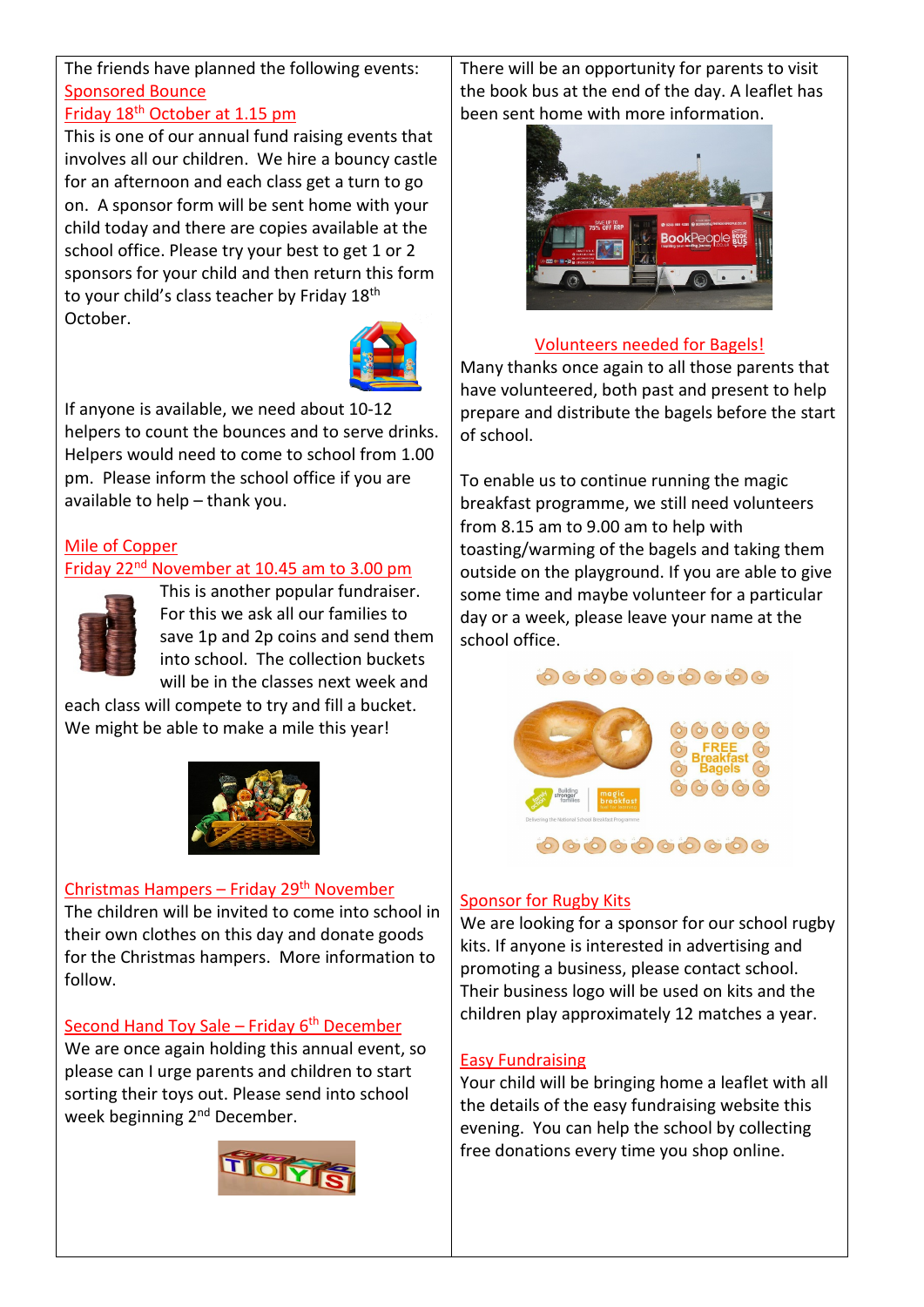The friends have planned the following events:

## Sponsored Bounce

### Friday 18th October at 1.15 pm

This is one of our annual fund raising events that involves all our children. We hire a bouncy castle for an afternoon and each class get a turn to go on. A sponsor form will be sent home with your child today and there are copies available at the school office. Please try your best to get 1 or 2 sponsors for your child and then return this form to your child's class teacher by Friday 18th October.

If anyone is available, we need about 10-12 helpers to count the bounces and to serve drinks. Helpers would need to come to school from 1.00 pm. Please inform the school office if you are available to help – thank you.

## Mile of Copper

### Friday 22nd November at 10.45 am to 3.00 pm

This is another popular fundraiser. For this we ask all our families to save 1p and 2p coins and send them into school. The collection buckets will be in the classes next week and each class will compete to try and fill a bucket. We might be able to make a mile this year!

## Christmas Hampers – Friday 29th November

The children will be invited to come into school in their own clothes on this day and donate goods for the Christmas hampers. More information to follow.

## Second Hand Toy Sale – Friday 6th December

We are once again holding this annual event, so please can I urge parents and children to start sorting their toys out. Please send into school week beginning 2nd December.

There will be an opportunity for parents to visit the book bus at the end of the day. A leaflet has been sent home with more information.

## Volunteers needed for Bagels!

Many thanks once again to all those parents that have volunteered, both past and present to help prepare and distribute the bagels before the start of school.

To enable us to continue running the magic breakfast programme, we still need volunteers from 8.15 am to 9.00 am to help with toasting/warming of the bagels and taking them outside on the playground. If you are able to give some time and maybe volunteer for a particular day or a week, please leave your name at the school office.

## Sponsor for Rugby Kits

We are looking for a sponsor for our school rugby kits. If anyone is interested in advertising and promoting a business, please contact school. Their business logo will be used on kits and the children play approximately 12 matches a year.

## Easy Fundraising

Your child will be bringing home a leaflet with all the details of the easy fundraising website this evening. You can help the school by collecting free donations every time you shop online.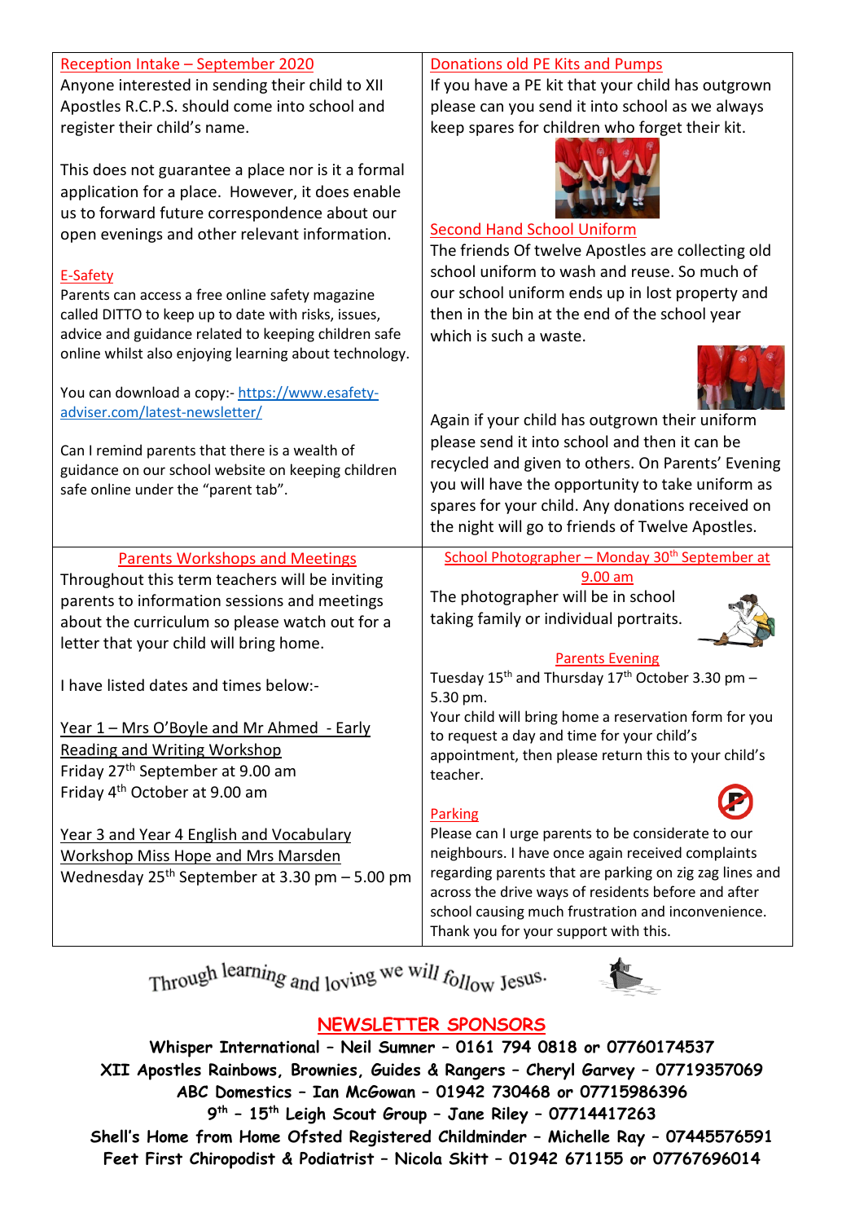## Reception Intake – September 2020

Anyone interested in sending their child to XII Apostles R.C.P.S. should come into school and register their child's name.

This does not guarantee a place nor is it a formal application for a place. However, it does enable us to forward future correspondence about our open evenings and other relevant information.

## E-Safety

Parents can access a free online safety magazine called DITTO to keep up to date with risks, issues, advice and guidance related to keeping children safe online whilst also enjoying learning about technology.

You can download a copy:- https://www.esafety-adviser.com/latest-newsletter/

Can I remind parents that there is a wealth of guidance on our school website on keeping children safe online under the "parent tab".

## Donations old PE Kits and Pumps

If you have a PE kit that your child has outgrown please can you send it into school as we always keep spares for children who forget their kit.

## Second Hand School Uniform

The friends Of twelve Apostles are collecting old school uniform to wash and reuse. So much of our school uniform ends up in lost property and then in the bin at the end of the school year which is such a waste.

Again if your child has outgrown their uniform please send it into school and then it can be recycled and given to others. On Parents' Evening you will have the opportunity to take uniform as spares for your child. Any donations received on the night will go to friends of Twelve Apostles.

## Parents Workshops and Meetings

Throughout this term teachers will be inviting parents to information sessions and meetings about the curriculum so please watch out for a letter that your child will bring home.

I have listed dates and times below:-

Year 1 – Mrs O'Boyle and Mr Ahmed - Early Reading and Writing Workshop
Friday 27th September at 9.00 am
Friday 4th October at 9.00 am

Year 3 and Year 4 English and Vocabulary Workshop Miss Hope and Mrs Marsden
Wednesday 25th September at 3.30 pm – 5.00 pm

## School Photographer – Monday 30th September at 9.00 am

The photographer will be in school taking family or individual portraits.

## Parents Evening

Tuesday 15th and Thursday 17th October 3.30 pm – 5.30 pm.
Your child will bring home a reservation form for you to request a day and time for your child's appointment, then please return this to your child's teacher.

## Parking

Please can I urge parents to be considerate to our neighbours. I have once again received complaints regarding parents that are parking on zig zag lines and across the drive ways of residents before and after school causing much frustration and inconvenience. Thank you for your support with this.

*Through learning and loving we will follow Jesus.*

## NEWSLETTER SPONSORS

**Whisper International – Neil Sumner – 0161 794 0818 or 07760174537**
**XII Apostles Rainbows, Brownies, Guides & Rangers – Cheryl Garvey – 07719357069**
**ABC Domestics – Ian McGowan – 01942 730468 or 07715986396**
**9th – 15th Leigh Scout Group – Jane Riley – 07714417263**
**Shell's Home from Home Ofsted Registered Childminder – Michelle Ray – 07445576591**
**Feet First Chiropodist & Podiatrist – Nicola Skitt – 01942 671155 or 07767696014**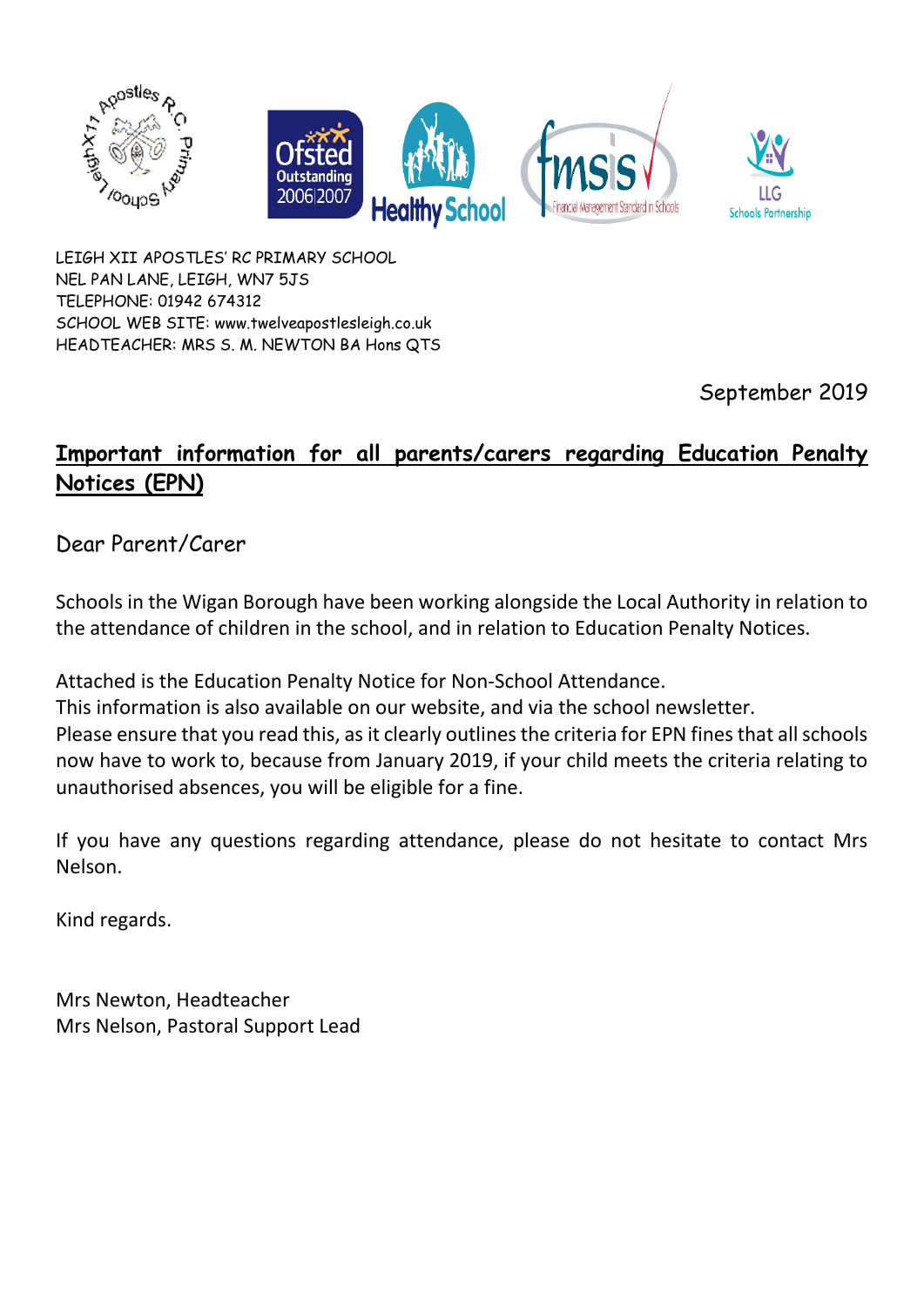LEIGH XII APOSTLES' RC PRIMARY SCHOOL
NEL PAN LANE, LEIGH, WN7 5JS
TELEPHONE: 01942 674312
SCHOOL WEB SITE: www.twelveapostlesleigh.co.uk
HEADTEACHER: MRS S. M. NEWTON BA Hons QTS

September 2019

## Important information for all parents/carers regarding Education Penalty Notices (EPN)

Dear Parent/Carer

Schools in the Wigan Borough have been working alongside the Local Authority in relation to the attendance of children in the school, and in relation to Education Penalty Notices.

Attached is the Education Penalty Notice for Non-School Attendance.
This information is also available on our website, and via the school newsletter.
Please ensure that you read this, as it clearly outlines the criteria for EPN fines that all schools now have to work to, because from January 2019, if your child meets the criteria relating to unauthorised absences, you will be eligible for a fine.

If you have any questions regarding attendance, please do not hesitate to contact Mrs Nelson.

Kind regards.

Mrs Newton, Headteacher
Mrs Nelson, Pastoral Support Lead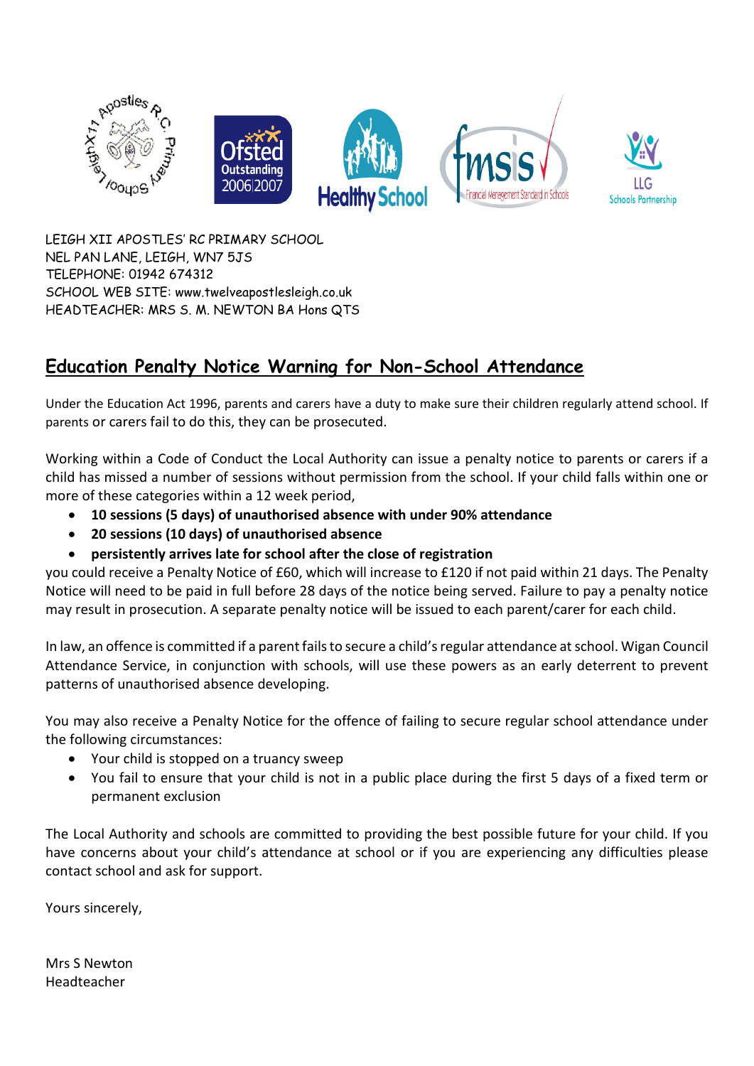LEIGH XII APOSTLES' RC PRIMARY SCHOOL
NEL PAN LANE, LEIGH, WN7 5JS
TELEPHONE: 01942 674312
SCHOOL WEB SITE: www.twelveapostlesleigh.co.uk
HEADTEACHER: MRS S. M. NEWTON BA Hons QTS

## Education Penalty Notice Warning for Non-School Attendance

Under the Education Act 1996, parents and carers have a duty to make sure their children regularly attend school. If parents or carers fail to do this, they can be prosecuted.

Working within a Code of Conduct the Local Authority can issue a penalty notice to parents or carers if a child has missed a number of sessions without permission from the school. If your child falls within one or more of these categories within a 12 week period,

- **10 sessions (5 days) of unauthorised absence with under 90% attendance**
- **20 sessions (10 days) of unauthorised absence**
- **persistently arrives late for school after the close of registration**

you could receive a Penalty Notice of £60, which will increase to £120 if not paid within 21 days. The Penalty Notice will need to be paid in full before 28 days of the notice being served. Failure to pay a penalty notice may result in prosecution. A separate penalty notice will be issued to each parent/carer for each child.

In law, an offence is committed if a parent fails to secure a child's regular attendance at school. Wigan Council Attendance Service, in conjunction with schools, will use these powers as an early deterrent to prevent patterns of unauthorised absence developing.

You may also receive a Penalty Notice for the offence of failing to secure regular school attendance under the following circumstances:

- Your child is stopped on a truancy sweep
- You fail to ensure that your child is not in a public place during the first 5 days of a fixed term or permanent exclusion

The Local Authority and schools are committed to providing the best possible future for your child. If you have concerns about your child's attendance at school or if you are experiencing any difficulties please contact school and ask for support.

Yours sincerely,

Mrs S Newton
Headteacher